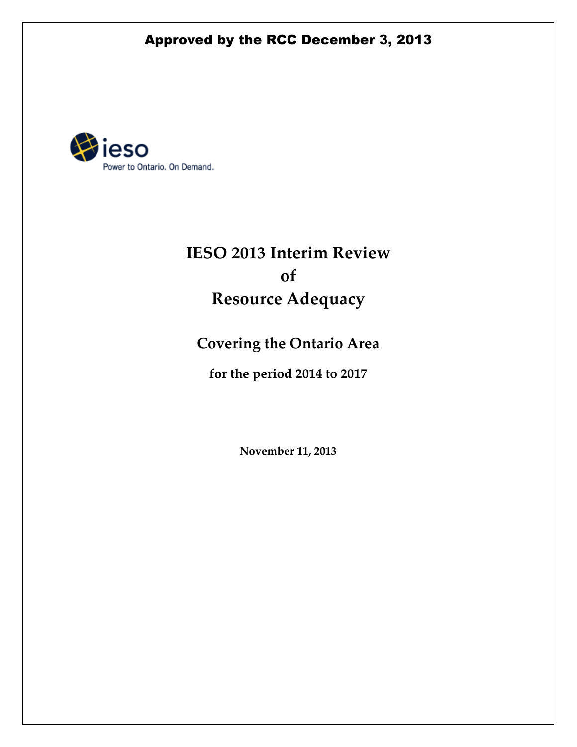**Approved by the RCC December 3, 2013**

ieso
Power to Ontario. On Demand.

# IESO 2013 Interim Review of Resource Adequacy

## Covering the Ontario Area

### for the period 2014 to 2017

**November 11, 2013**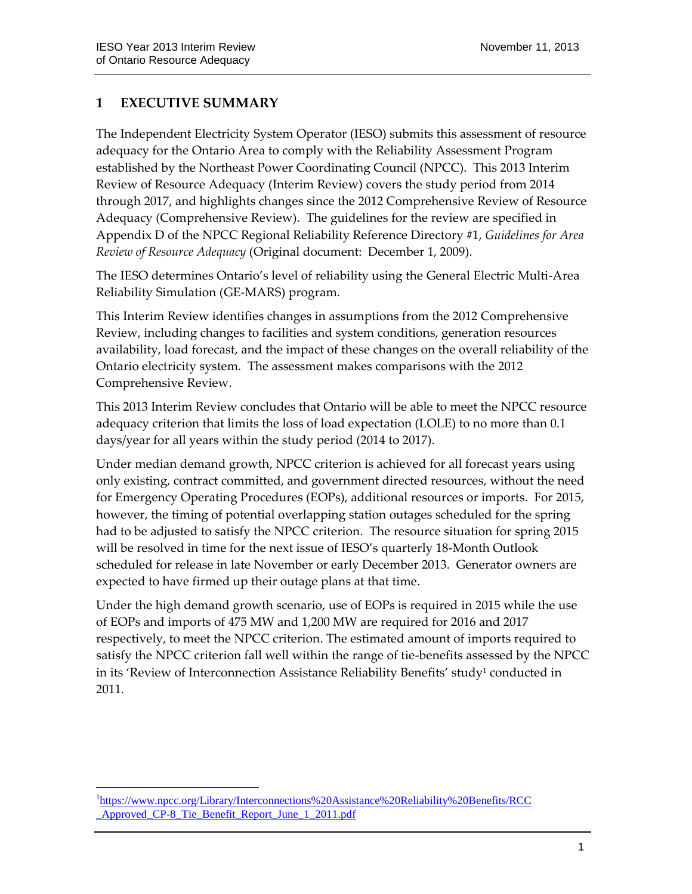# 1 EXECUTIVE SUMMARY

The Independent Electricity System Operator (IESO) submits this assessment of resource adequacy for the Ontario Area to comply with the Reliability Assessment Program established by the Northeast Power Coordinating Council (NPCC). This 2013 Interim Review of Resource Adequacy (Interim Review) covers the study period from 2014 through 2017, and highlights changes since the 2012 Comprehensive Review of Resource Adequacy (Comprehensive Review). The guidelines for the review are specified in Appendix D of the NPCC Regional Reliability Reference Directory #1, *Guidelines for Area Review of Resource Adequacy* (Original document: December 1, 2009).

The IESO determines Ontario's level of reliability using the General Electric Multi-Area Reliability Simulation (GE-MARS) program.

This Interim Review identifies changes in assumptions from the 2012 Comprehensive Review, including changes to facilities and system conditions, generation resources availability, load forecast, and the impact of these changes on the overall reliability of the Ontario electricity system. The assessment makes comparisons with the 2012 Comprehensive Review.

This 2013 Interim Review concludes that Ontario will be able to meet the NPCC resource adequacy criterion that limits the loss of load expectation (LOLE) to no more than 0.1 days/year for all years within the study period (2014 to 2017).

Under median demand growth, NPCC criterion is achieved for all forecast years using only existing, contract committed, and government directed resources, without the need for Emergency Operating Procedures (EOPs), additional resources or imports. For 2015, however, the timing of potential overlapping station outages scheduled for the spring had to be adjusted to satisfy the NPCC criterion. The resource situation for spring 2015 will be resolved in time for the next issue of IESO's quarterly 18-Month Outlook scheduled for release in late November or early December 2013. Generator owners are expected to have firmed up their outage plans at that time.

Under the high demand growth scenario, use of EOPs is required in 2015 while the use of EOPs and imports of 475 MW and 1,200 MW are required for 2016 and 2017 respectively, to meet the NPCC criterion. The estimated amount of imports required to satisfy the NPCC criterion fall well within the range of tie-benefits assessed by the NPCC in its 'Review of Interconnection Assistance Reliability Benefits' study[1] conducted in 2011.

---

[1] https://www.npcc.org/Library/Interconnections%20Assistance%20Reliability%20Benefits/RCC_Approved_CP-8_Tie_Benefit_Report_June_1_2011.pdf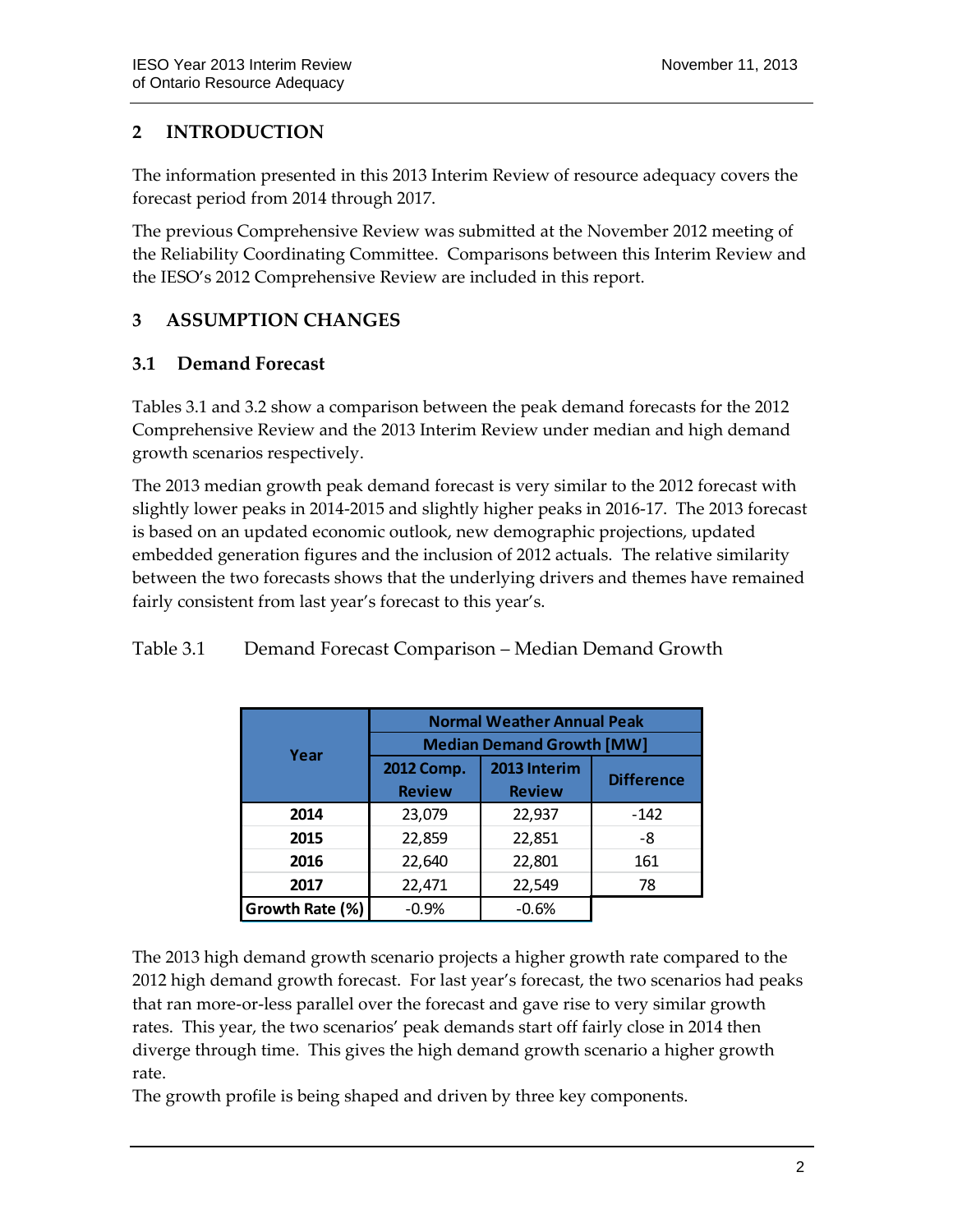## 2 INTRODUCTION

The information presented in this 2013 Interim Review of resource adequacy covers the forecast period from 2014 through 2017.

The previous Comprehensive Review was submitted at the November 2012 meeting of the Reliability Coordinating Committee. Comparisons between this Interim Review and the IESO's 2012 Comprehensive Review are included in this report.

## 3 ASSUMPTION CHANGES

### 3.1 Demand Forecast

Tables 3.1 and 3.2 show a comparison between the peak demand forecasts for the 2012 Comprehensive Review and the 2013 Interim Review under median and high demand growth scenarios respectively.

The 2013 median growth peak demand forecast is very similar to the 2012 forecast with slightly lower peaks in 2014-2015 and slightly higher peaks in 2016-17. The 2013 forecast is based on an updated economic outlook, new demographic projections, updated embedded generation figures and the inclusion of 2012 actuals. The relative similarity between the two forecasts shows that the underlying drivers and themes have remained fairly consistent from last year's forecast to this year's.

Table 3.1 Demand Forecast Comparison – Median Demand Growth

| Year | Normal Weather Annual Peak Median Demand Growth [MW] | | |
|---|---|---|---|
| | 2012 Comp. Review | 2013 Interim Review | Difference |
| **2014** | 23,079 | 22,937 | -142 |
| **2015** | 22,859 | 22,851 | -8 |
| **2016** | 22,640 | 22,801 | 161 |
| **2017** | 22,471 | 22,549 | 78 |
| **Growth Rate (%)** | -0.9% | -0.6% | |

The 2013 high demand growth scenario projects a higher growth rate compared to the 2012 high demand growth forecast. For last year's forecast, the two scenarios had peaks that ran more-or-less parallel over the forecast and gave rise to very similar growth rates. This year, the two scenarios' peak demands start off fairly close in 2014 then diverge through time. This gives the high demand growth scenario a higher growth rate.

The growth profile is being shaped and driven by three key components.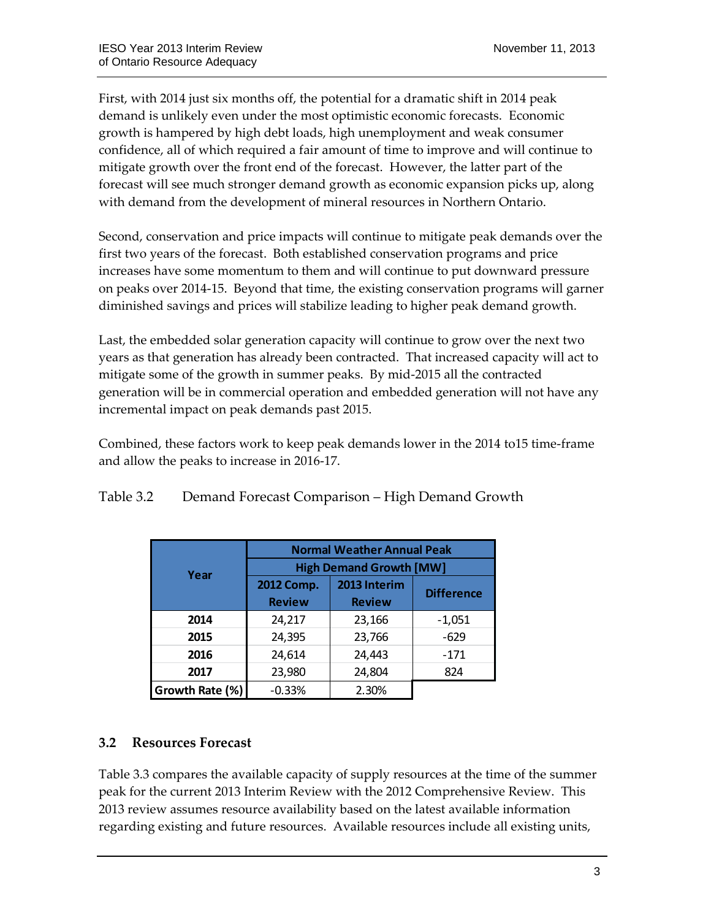First, with 2014 just six months off, the potential for a dramatic shift in 2014 peak demand is unlikely even under the most optimistic economic forecasts. Economic growth is hampered by high debt loads, high unemployment and weak consumer confidence, all of which required a fair amount of time to improve and will continue to mitigate growth over the front end of the forecast. However, the latter part of the forecast will see much stronger demand growth as economic expansion picks up, along with demand from the development of mineral resources in Northern Ontario.

Second, conservation and price impacts will continue to mitigate peak demands over the first two years of the forecast. Both established conservation programs and price increases have some momentum to them and will continue to put downward pressure on peaks over 2014-15. Beyond that time, the existing conservation programs will garner diminished savings and prices will stabilize leading to higher peak demand growth.

Last, the embedded solar generation capacity will continue to grow over the next two years as that generation has already been contracted. That increased capacity will act to mitigate some of the growth in summer peaks. By mid-2015 all the contracted generation will be in commercial operation and embedded generation will not have any incremental impact on peak demands past 2015.

Combined, these factors work to keep peak demands lower in the 2014 to15 time-frame and allow the peaks to increase in 2016-17.

Table 3.2 Demand Forecast Comparison – High Demand Growth

| Year | Normal Weather Annual Peak High Demand Growth [MW] | | |
|---|---|---|---|
| | 2012 Comp. Review | 2013 Interim Review | Difference |
| **2014** | 24,217 | 23,166 | -1,051 |
| **2015** | 24,395 | 23,766 | -629 |
| **2016** | 24,614 | 24,443 | -171 |
| **2017** | 23,980 | 24,804 | 824 |
| **Growth Rate (%)** | -0.33% | 2.30% | |

## 3.2 Resources Forecast

Table 3.3 compares the available capacity of supply resources at the time of the summer peak for the current 2013 Interim Review with the 2012 Comprehensive Review. This 2013 review assumes resource availability based on the latest available information regarding existing and future resources. Available resources include all existing units,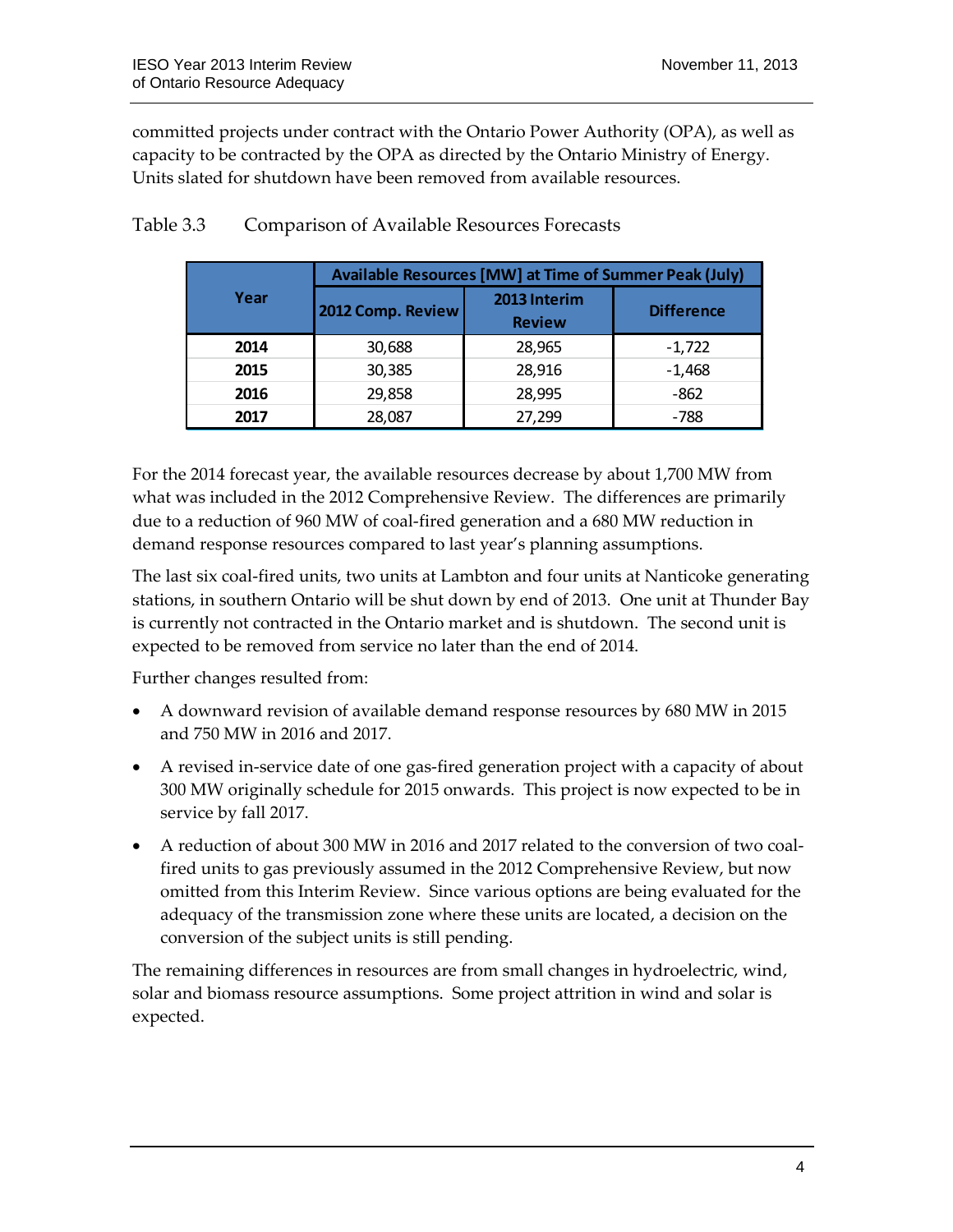committed projects under contract with the Ontario Power Authority (OPA), as well as capacity to be contracted by the OPA as directed by the Ontario Ministry of Energy. Units slated for shutdown have been removed from available resources.

Table 3.3 Comparison of Available Resources Forecasts

| Year | Available Resources [MW] at Time of Summer Peak (July) | | |
|---|---|---|---|
| | 2012 Comp. Review | 2013 Interim Review | Difference |
| **2014** | 30,688 | 28,965 | -1,722 |
| **2015** | 30,385 | 28,916 | -1,468 |
| **2016** | 29,858 | 28,995 | -862 |
| **2017** | 28,087 | 27,299 | -788 |

For the 2014 forecast year, the available resources decrease by about 1,700 MW from what was included in the 2012 Comprehensive Review. The differences are primarily due to a reduction of 960 MW of coal-fired generation and a 680 MW reduction in demand response resources compared to last year's planning assumptions.

The last six coal-fired units, two units at Lambton and four units at Nanticoke generating stations, in southern Ontario will be shut down by end of 2013. One unit at Thunder Bay is currently not contracted in the Ontario market and is shutdown. The second unit is expected to be removed from service no later than the end of 2014.

Further changes resulted from:

- A downward revision of available demand response resources by 680 MW in 2015 and 750 MW in 2016 and 2017.
- A revised in-service date of one gas-fired generation project with a capacity of about 300 MW originally schedule for 2015 onwards. This project is now expected to be in service by fall 2017.
- A reduction of about 300 MW in 2016 and 2017 related to the conversion of two coal-fired units to gas previously assumed in the 2012 Comprehensive Review, but now omitted from this Interim Review. Since various options are being evaluated for the adequacy of the transmission zone where these units are located, a decision on the conversion of the subject units is still pending.

The remaining differences in resources are from small changes in hydroelectric, wind, solar and biomass resource assumptions. Some project attrition in wind and solar is expected.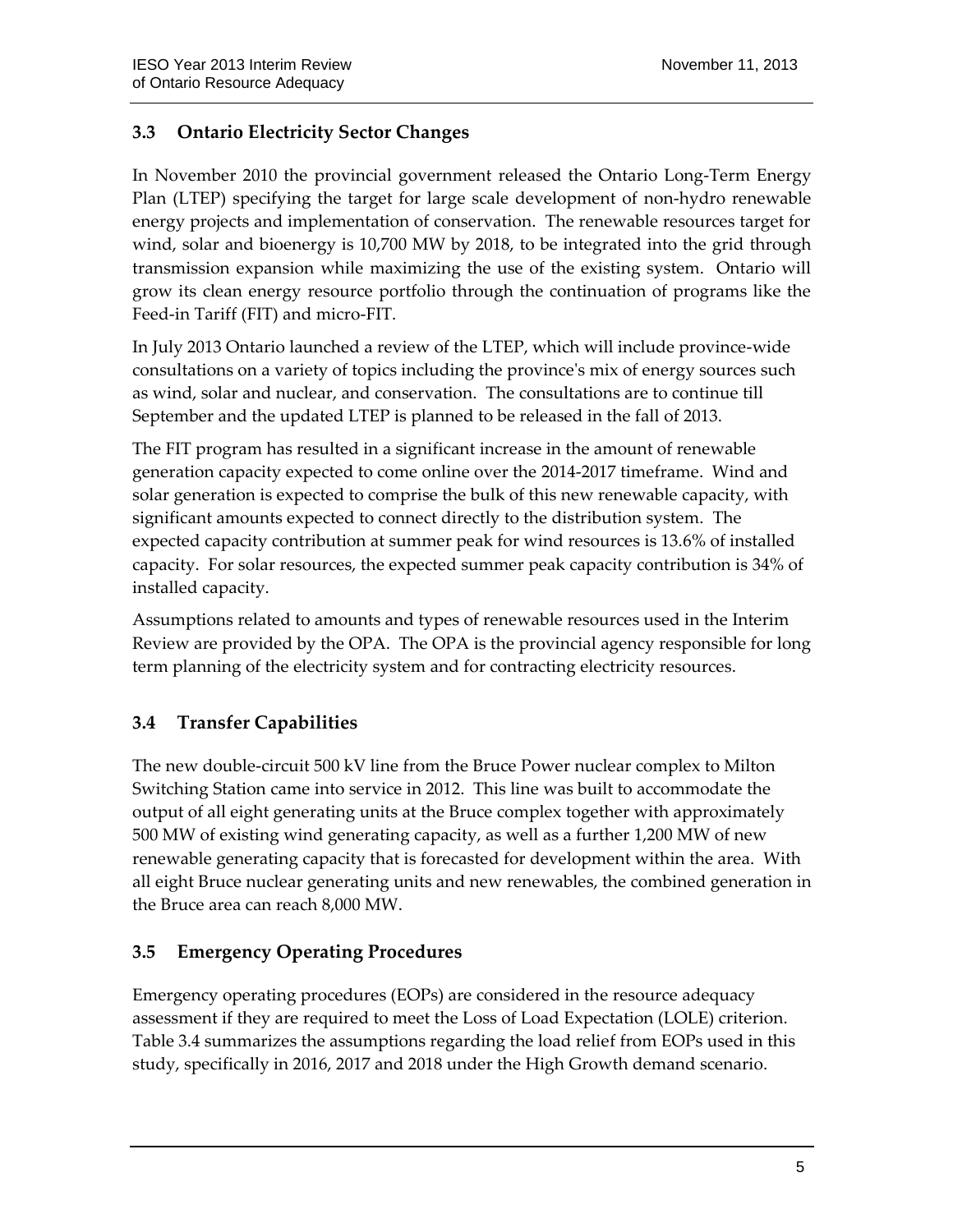## 3.3 Ontario Electricity Sector Changes

In November 2010 the provincial government released the Ontario Long-Term Energy Plan (LTEP) specifying the target for large scale development of non-hydro renewable energy projects and implementation of conservation. The renewable resources target for wind, solar and bioenergy is 10,700 MW by 2018, to be integrated into the grid through transmission expansion while maximizing the use of the existing system. Ontario will grow its clean energy resource portfolio through the continuation of programs like the Feed-in Tariff (FIT) and micro-FIT.

In July 2013 Ontario launched a review of the LTEP, which will include province-wide consultations on a variety of topics including the province's mix of energy sources such as wind, solar and nuclear, and conservation. The consultations are to continue till September and the updated LTEP is planned to be released in the fall of 2013.

The FIT program has resulted in a significant increase in the amount of renewable generation capacity expected to come online over the 2014-2017 timeframe. Wind and solar generation is expected to comprise the bulk of this new renewable capacity, with significant amounts expected to connect directly to the distribution system. The expected capacity contribution at summer peak for wind resources is 13.6% of installed capacity. For solar resources, the expected summer peak capacity contribution is 34% of installed capacity.

Assumptions related to amounts and types of renewable resources used in the Interim Review are provided by the OPA. The OPA is the provincial agency responsible for long term planning of the electricity system and for contracting electricity resources.

## 3.4 Transfer Capabilities

The new double-circuit 500 kV line from the Bruce Power nuclear complex to Milton Switching Station came into service in 2012. This line was built to accommodate the output of all eight generating units at the Bruce complex together with approximately 500 MW of existing wind generating capacity, as well as a further 1,200 MW of new renewable generating capacity that is forecasted for development within the area. With all eight Bruce nuclear generating units and new renewables, the combined generation in the Bruce area can reach 8,000 MW.

## 3.5 Emergency Operating Procedures

Emergency operating procedures (EOPs) are considered in the resource adequacy assessment if they are required to meet the Loss of Load Expectation (LOLE) criterion. Table 3.4 summarizes the assumptions regarding the load relief from EOPs used in this study, specifically in 2016, 2017 and 2018 under the High Growth demand scenario.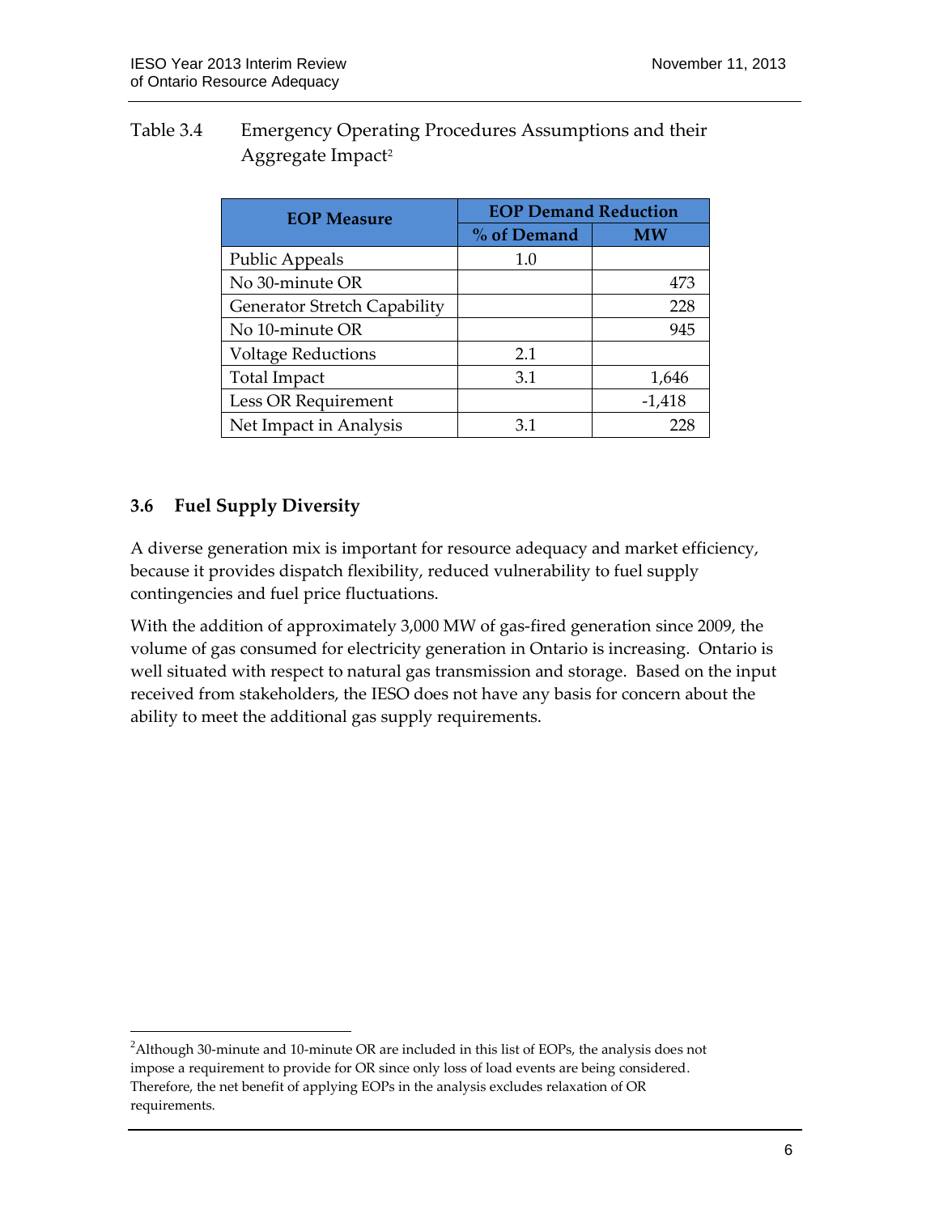Table 3.4 Emergency Operating Procedures Assumptions and their Aggregate Impact[2]

| EOP Measure | EOP Demand Reduction | |
|---|---|---|
| | % of Demand | MW |
| Public Appeals | 1.0 | |
| No 30-minute OR | | 473 |
| Generator Stretch Capability | | 228 |
| No 10-minute OR | | 945 |
| Voltage Reductions | 2.1 | |
| Total Impact | 3.1 | 1,646 |
| Less OR Requirement | | -1,418 |
| Net Impact in Analysis | 3.1 | 228 |

### 3.6 Fuel Supply Diversity

A diverse generation mix is important for resource adequacy and market efficiency, because it provides dispatch flexibility, reduced vulnerability to fuel supply contingencies and fuel price fluctuations.

With the addition of approximately 3,000 MW of gas-fired generation since 2009, the volume of gas consumed for electricity generation in Ontario is increasing. Ontario is well situated with respect to natural gas transmission and storage. Based on the input received from stakeholders, the IESO does not have any basis for concern about the ability to meet the additional gas supply requirements.

[2] Although 30-minute and 10-minute OR are included in this list of EOPs, the analysis does not impose a requirement to provide for OR since only loss of load events are being considered. Therefore, the net benefit of applying EOPs in the analysis excludes relaxation of OR requirements.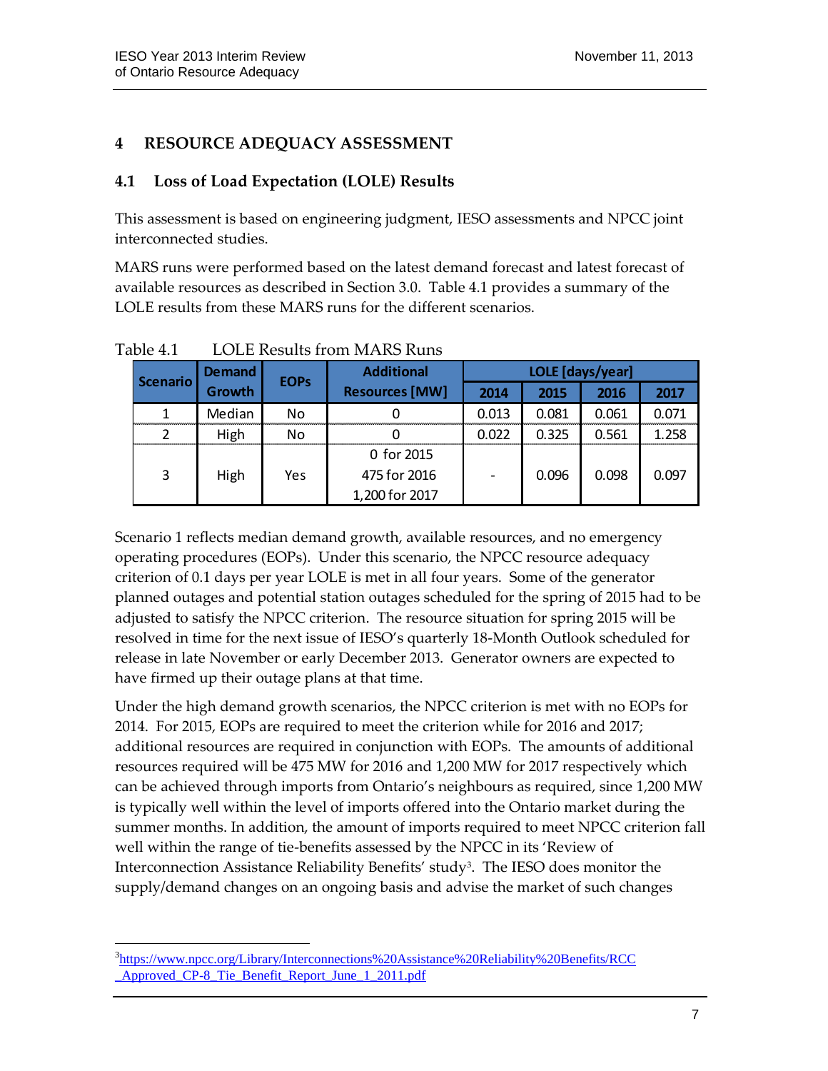# 4 RESOURCE ADEQUACY ASSESSMENT

## 4.1 Loss of Load Expectation (LOLE) Results

This assessment is based on engineering judgment, IESO assessments and NPCC joint interconnected studies.

MARS runs were performed based on the latest demand forecast and latest forecast of available resources as described in Section 3.0. Table 4.1 provides a summary of the LOLE results from these MARS runs for the different scenarios.

Table 4.1 LOLE Results from MARS Runs

| Scenario | Demand Growth | EOPs | Additional Resources [MW] | LOLE [days/year] | | | |
|---|---|---|---|---|---|---|---|
| | | | | 2014 | 2015 | 2016 | 2017 |
| 1 | Median | No | 0 | 0.013 | 0.081 | 0.061 | 0.071 |
| 2 | High | No | 0 | 0.022 | 0.325 | 0.561 | 1.258 |
| 3 | High | Yes | 0 for 2015<br>475 for 2016<br>1,200 for 2017 | - | 0.096 | 0.098 | 0.097 |

Scenario 1 reflects median demand growth, available resources, and no emergency operating procedures (EOPs). Under this scenario, the NPCC resource adequacy criterion of 0.1 days per year LOLE is met in all four years. Some of the generator planned outages and potential station outages scheduled for the spring of 2015 had to be adjusted to satisfy the NPCC criterion. The resource situation for spring 2015 will be resolved in time for the next issue of IESO's quarterly 18-Month Outlook scheduled for release in late November or early December 2013. Generator owners are expected to have firmed up their outage plans at that time.

Under the high demand growth scenarios, the NPCC criterion is met with no EOPs for 2014. For 2015, EOPs are required to meet the criterion while for 2016 and 2017; additional resources are required in conjunction with EOPs. The amounts of additional resources required will be 475 MW for 2016 and 1,200 MW for 2017 respectively which can be achieved through imports from Ontario's neighbours as required, since 1,200 MW is typically well within the level of imports offered into the Ontario market during the summer months. In addition, the amount of imports required to meet NPCC criterion fall well within the range of tie-benefits assessed by the NPCC in its 'Review of Interconnection Assistance Reliability Benefits' study[3]. The IESO does monitor the supply/demand changes on an ongoing basis and advise the market of such changes

[3] https://www.npcc.org/Library/Interconnections%20Assistance%20Reliability%20Benefits/RCC_Approved_CP-8_Tie_Benefit_Report_June_1_2011.pdf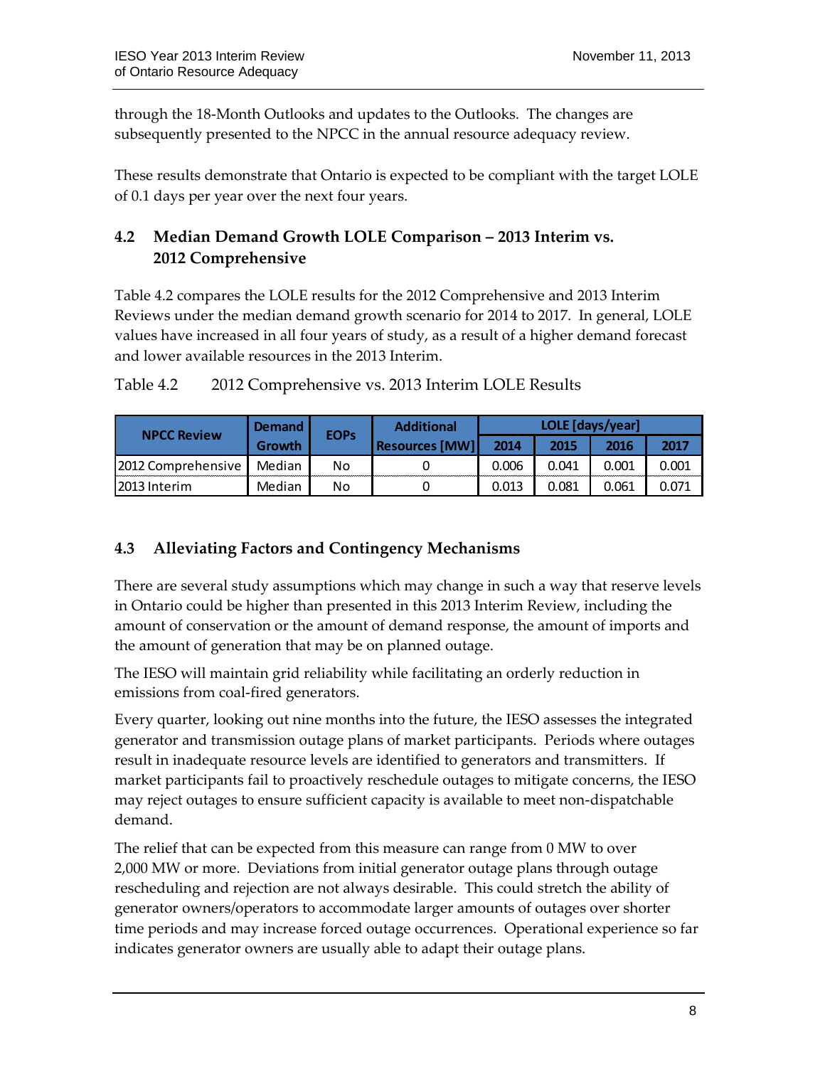through the 18-Month Outlooks and updates to the Outlooks. The changes are subsequently presented to the NPCC in the annual resource adequacy review.

These results demonstrate that Ontario is expected to be compliant with the target LOLE of 0.1 days per year over the next four years.

## 4.2 Median Demand Growth LOLE Comparison – 2013 Interim vs. 2012 Comprehensive

Table 4.2 compares the LOLE results for the 2012 Comprehensive and 2013 Interim Reviews under the median demand growth scenario for 2014 to 2017. In general, LOLE values have increased in all four years of study, as a result of a higher demand forecast and lower available resources in the 2013 Interim.

Table 4.2 2012 Comprehensive vs. 2013 Interim LOLE Results

| NPCC Review | Demand Growth | EOPs | Additional Resources [MW] | LOLE [days/year] | | | |
|---|---|---|---|---|---|---|---|
| | | | | 2014 | 2015 | 2016 | 2017 |
| 2012 Comprehensive | Median | No | 0 | 0.006 | 0.041 | 0.001 | 0.001 |
| 2013 Interim | Median | No | 0 | 0.013 | 0.081 | 0.061 | 0.071 |

## 4.3 Alleviating Factors and Contingency Mechanisms

There are several study assumptions which may change in such a way that reserve levels in Ontario could be higher than presented in this 2013 Interim Review, including the amount of conservation or the amount of demand response, the amount of imports and the amount of generation that may be on planned outage.

The IESO will maintain grid reliability while facilitating an orderly reduction in emissions from coal-fired generators.

Every quarter, looking out nine months into the future, the IESO assesses the integrated generator and transmission outage plans of market participants. Periods where outages result in inadequate resource levels are identified to generators and transmitters. If market participants fail to proactively reschedule outages to mitigate concerns, the IESO may reject outages to ensure sufficient capacity is available to meet non-dispatchable demand.

The relief that can be expected from this measure can range from 0 MW to over 2,000 MW or more. Deviations from initial generator outage plans through outage rescheduling and rejection are not always desirable. This could stretch the ability of generator owners/operators to accommodate larger amounts of outages over shorter time periods and may increase forced outage occurrences. Operational experience so far indicates generator owners are usually able to adapt their outage plans.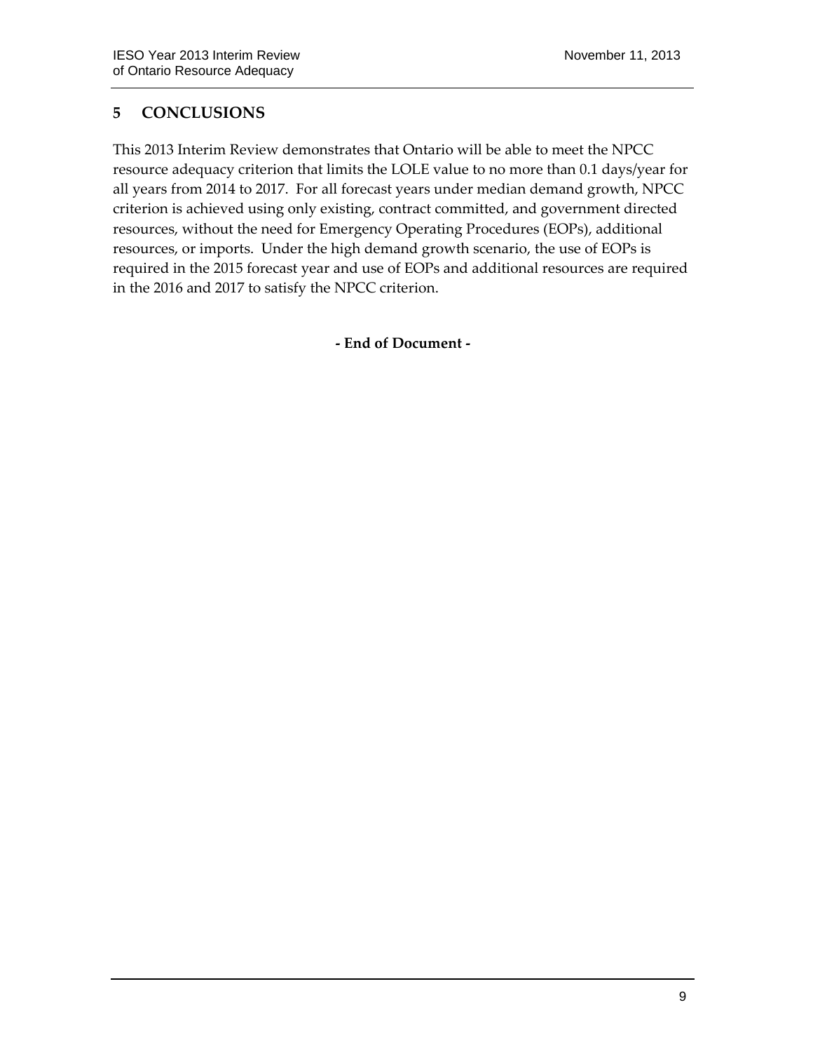## 5 CONCLUSIONS

This 2013 Interim Review demonstrates that Ontario will be able to meet the NPCC resource adequacy criterion that limits the LOLE value to no more than 0.1 days/year for all years from 2014 to 2017. For all forecast years under median demand growth, NPCC criterion is achieved using only existing, contract committed, and government directed resources, without the need for Emergency Operating Procedures (EOPs), additional resources, or imports. Under the high demand growth scenario, the use of EOPs is required in the 2015 forecast year and use of EOPs and additional resources are required in the 2016 and 2017 to satisfy the NPCC criterion.

**- End of Document -**